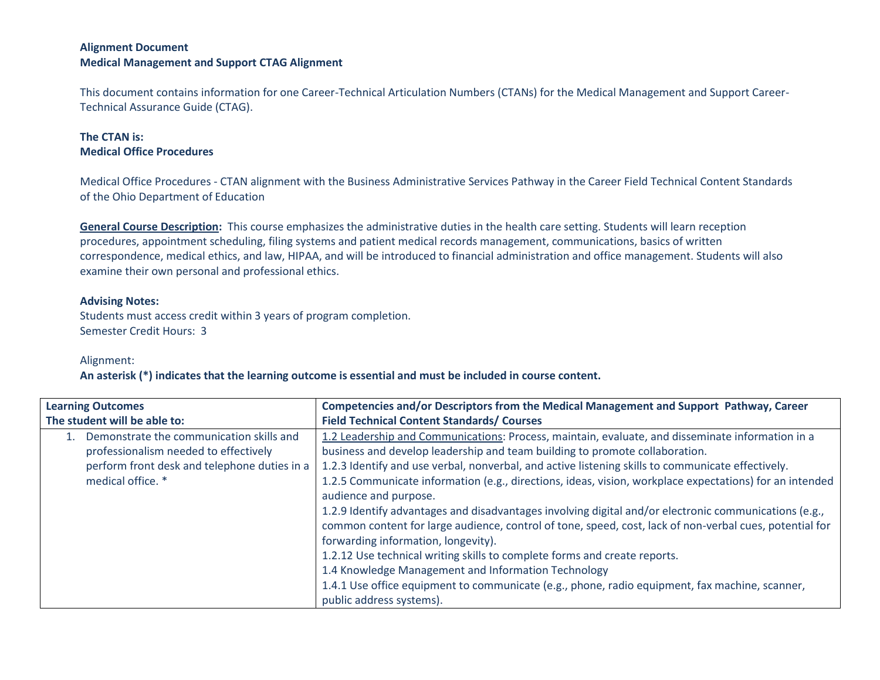**Alignment Document**
**Medical Management and Support CTAG Alignment**

This document contains information for one Career-Technical Articulation Numbers (CTANs) for the Medical Management and Support Career-Technical Assurance Guide (CTAG).

**The CTAN is:**
**Medical Office Procedures**

Medical Office Procedures - CTAN alignment with the Business Administrative Services Pathway in the Career Field Technical Content Standards of the Ohio Department of Education

**General Course Description:** This course emphasizes the administrative duties in the health care setting. Students will learn reception procedures, appointment scheduling, filing systems and patient medical records management, communications, basics of written correspondence, medical ethics, and law, HIPAA, and will be introduced to financial administration and office management. Students will also examine their own personal and professional ethics.

**Advising Notes:**
Students must access credit within 3 years of program completion.
Semester Credit Hours: 3

Alignment:
**An asterisk (*) indicates that the learning outcome is essential and must be included in course content.**

| **Learning Outcomes**<br>**The student will be able to:** | **Competencies and/or Descriptors from the Medical Management and Support Pathway, Career Field Technical Content Standards/ Courses** |
|---|---|
| 1. Demonstrate the communication skills and professionalism needed to effectively perform front desk and telephone duties in a medical office. * | 1.2 Leadership and Communications: Process, maintain, evaluate, and disseminate information in a business and develop leadership and team building to promote collaboration.<br>1.2.3 Identify and use verbal, nonverbal, and active listening skills to communicate effectively.<br>1.2.5 Communicate information (e.g., directions, ideas, vision, workplace expectations) for an intended audience and purpose.<br>1.2.9 Identify advantages and disadvantages involving digital and/or electronic communications (e.g., common content for large audience, control of tone, speed, cost, lack of non-verbal cues, potential for forwarding information, longevity).<br>1.2.12 Use technical writing skills to complete forms and create reports.<br>1.4 Knowledge Management and Information Technology<br>1.4.1 Use office equipment to communicate (e.g., phone, radio equipment, fax machine, scanner, public address systems). |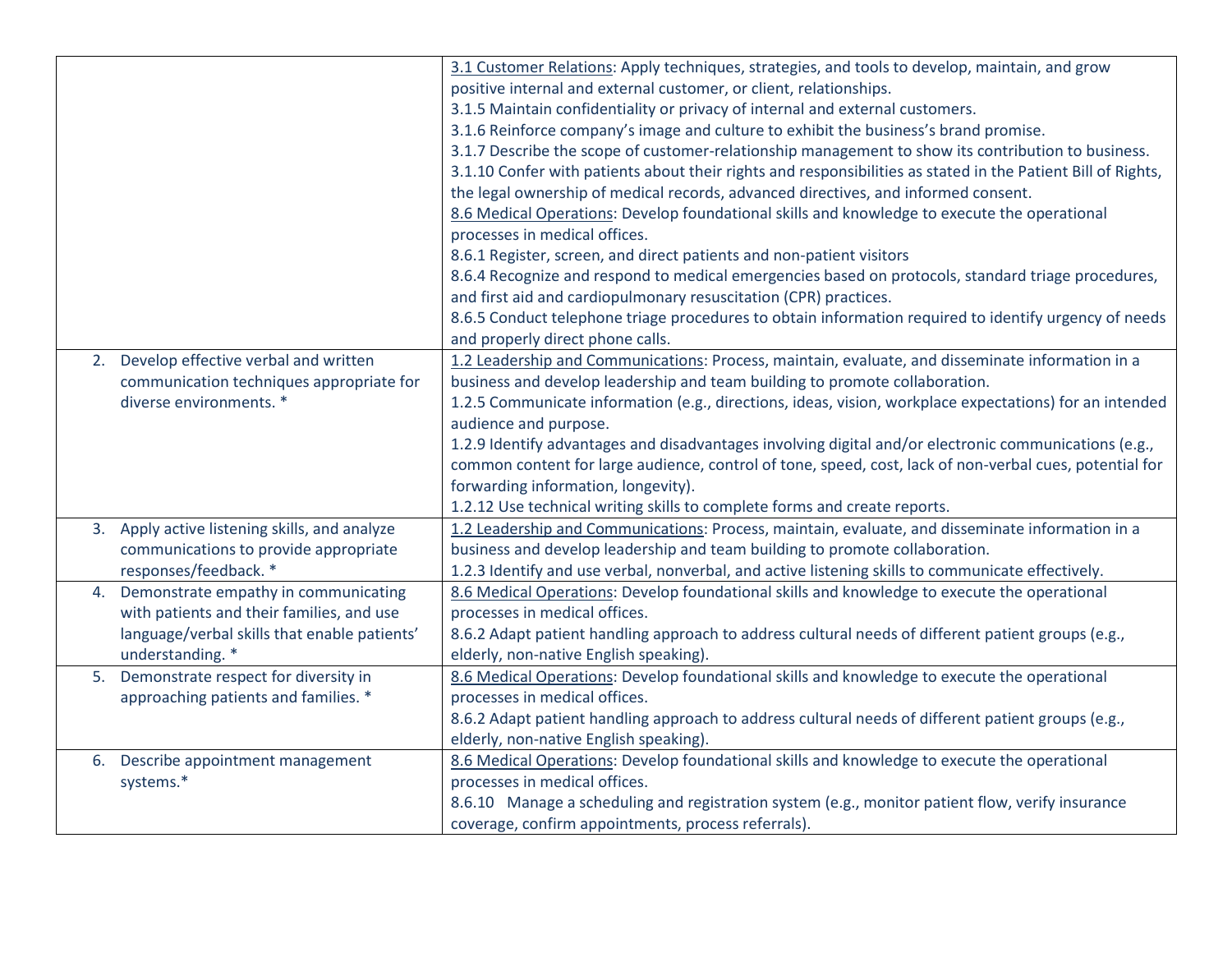| | |
|---|---|
| | 3.1 Customer Relations: Apply techniques, strategies, and tools to develop, maintain, and grow positive internal and external customer, or client, relationships.<br>3.1.5 Maintain confidentiality or privacy of internal and external customers.<br>3.1.6 Reinforce company's image and culture to exhibit the business's brand promise.<br>3.1.7 Describe the scope of customer-relationship management to show its contribution to business.<br>3.1.10 Confer with patients about their rights and responsibilities as stated in the Patient Bill of Rights, the legal ownership of medical records, advanced directives, and informed consent.<br>8.6 Medical Operations: Develop foundational skills and knowledge to execute the operational processes in medical offices.<br>8.6.1 Register, screen, and direct patients and non-patient visitors<br>8.6.4 Recognize and respond to medical emergencies based on protocols, standard triage procedures, and first aid and cardiopulmonary resuscitation (CPR) practices.<br>8.6.5 Conduct telephone triage procedures to obtain information required to identify urgency of needs and properly direct phone calls. |
| 2. Develop effective verbal and written communication techniques appropriate for diverse environments. * | 1.2 Leadership and Communications: Process, maintain, evaluate, and disseminate information in a business and develop leadership and team building to promote collaboration.<br>1.2.5 Communicate information (e.g., directions, ideas, vision, workplace expectations) for an intended audience and purpose.<br>1.2.9 Identify advantages and disadvantages involving digital and/or electronic communications (e.g., common content for large audience, control of tone, speed, cost, lack of non-verbal cues, potential for forwarding information, longevity).<br>1.2.12 Use technical writing skills to complete forms and create reports. |
| 3. Apply active listening skills, and analyze communications to provide appropriate responses/feedback. * | 1.2 Leadership and Communications: Process, maintain, evaluate, and disseminate information in a business and develop leadership and team building to promote collaboration.<br>1.2.3 Identify and use verbal, nonverbal, and active listening skills to communicate effectively. |
| 4. Demonstrate empathy in communicating with patients and their families, and use language/verbal skills that enable patients' understanding. * | 8.6 Medical Operations: Develop foundational skills and knowledge to execute the operational processes in medical offices.<br>8.6.2 Adapt patient handling approach to address cultural needs of different patient groups (e.g., elderly, non-native English speaking). |
| 5. Demonstrate respect for diversity in approaching patients and families. * | 8.6 Medical Operations: Develop foundational skills and knowledge to execute the operational processes in medical offices.<br>8.6.2 Adapt patient handling approach to address cultural needs of different patient groups (e.g., elderly, non-native English speaking). |
| 6. Describe appointment management systems.* | 8.6 Medical Operations: Develop foundational skills and knowledge to execute the operational processes in medical offices.<br>8.6.10 Manage a scheduling and registration system (e.g., monitor patient flow, verify insurance coverage, confirm appointments, process referrals). |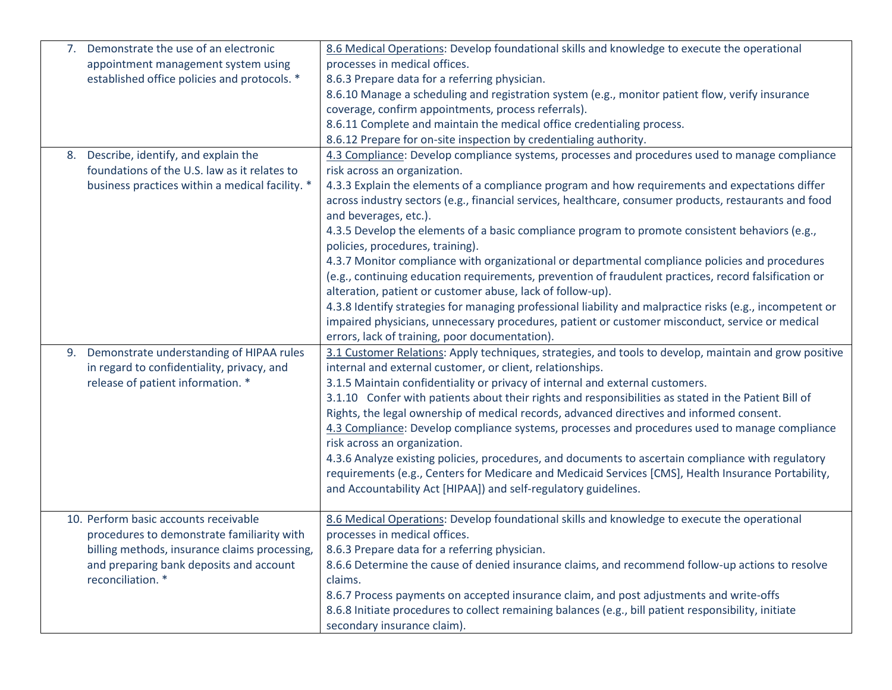| | |
|---|---|
| 7. Demonstrate the use of an electronic appointment management system using established office policies and protocols. * | 8.6 Medical Operations: Develop foundational skills and knowledge to execute the operational processes in medical offices.<br>8.6.3 Prepare data for a referring physician.<br>8.6.10 Manage a scheduling and registration system (e.g., monitor patient flow, verify insurance coverage, confirm appointments, process referrals).<br>8.6.11 Complete and maintain the medical office credentialing process.<br>8.6.12 Prepare for on-site inspection by credentialing authority. |
| 8. Describe, identify, and explain the foundations of the U.S. law as it relates to business practices within a medical facility. * | 4.3 Compliance: Develop compliance systems, processes and procedures used to manage compliance risk across an organization.<br>4.3.3 Explain the elements of a compliance program and how requirements and expectations differ across industry sectors (e.g., financial services, healthcare, consumer products, restaurants and food and beverages, etc.).<br>4.3.5 Develop the elements of a basic compliance program to promote consistent behaviors (e.g., policies, procedures, training).<br>4.3.7 Monitor compliance with organizational or departmental compliance policies and procedures (e.g., continuing education requirements, prevention of fraudulent practices, record falsification or alteration, patient or customer abuse, lack of follow-up).<br>4.3.8 Identify strategies for managing professional liability and malpractice risks (e.g., incompetent or impaired physicians, unnecessary procedures, patient or customer misconduct, service or medical errors, lack of training, poor documentation). |
| 9. Demonstrate understanding of HIPAA rules in regard to confidentiality, privacy, and release of patient information. * | 3.1 Customer Relations: Apply techniques, strategies, and tools to develop, maintain and grow positive internal and external customer, or client, relationships.<br>3.1.5 Maintain confidentiality or privacy of internal and external customers.<br>3.1.10 Confer with patients about their rights and responsibilities as stated in the Patient Bill of Rights, the legal ownership of medical records, advanced directives and informed consent.<br>4.3 Compliance: Develop compliance systems, processes and procedures used to manage compliance risk across an organization.<br>4.3.6 Analyze existing policies, procedures, and documents to ascertain compliance with regulatory requirements (e.g., Centers for Medicare and Medicaid Services [CMS], Health Insurance Portability, and Accountability Act [HIPAA]) and self-regulatory guidelines. |
| 10. Perform basic accounts receivable procedures to demonstrate familiarity with billing methods, insurance claims processing, and preparing bank deposits and account reconciliation. * | 8.6 Medical Operations: Develop foundational skills and knowledge to execute the operational processes in medical offices.<br>8.6.3 Prepare data for a referring physician.<br>8.6.6 Determine the cause of denied insurance claims, and recommend follow-up actions to resolve claims.<br>8.6.7 Process payments on accepted insurance claim, and post adjustments and write-offs<br>8.6.8 Initiate procedures to collect remaining balances (e.g., bill patient responsibility, initiate secondary insurance claim). |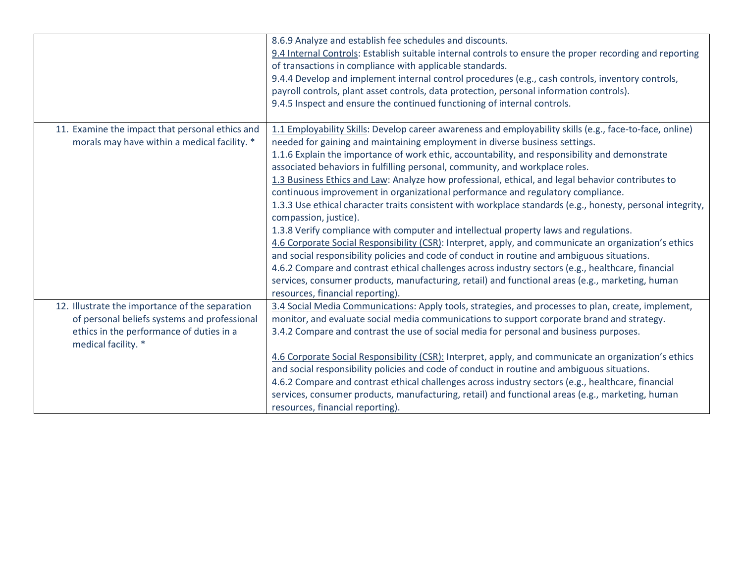| | |
|---|---|
| | 8.6.9 Analyze and establish fee schedules and discounts.<br>9.4 Internal Controls: Establish suitable internal controls to ensure the proper recording and reporting of transactions in compliance with applicable standards.<br>9.4.4 Develop and implement internal control procedures (e.g., cash controls, inventory controls, payroll controls, plant asset controls, data protection, personal information controls).<br>9.4.5 Inspect and ensure the continued functioning of internal controls. |
| 11. Examine the impact that personal ethics and morals may have within a medical facility. * | 1.1 Employability Skills: Develop career awareness and employability skills (e.g., face-to-face, online) needed for gaining and maintaining employment in diverse business settings.<br>1.1.6 Explain the importance of work ethic, accountability, and responsibility and demonstrate associated behaviors in fulfilling personal, community, and workplace roles.<br>1.3 Business Ethics and Law: Analyze how professional, ethical, and legal behavior contributes to continuous improvement in organizational performance and regulatory compliance.<br>1.3.3 Use ethical character traits consistent with workplace standards (e.g., honesty, personal integrity, compassion, justice).<br>1.3.8 Verify compliance with computer and intellectual property laws and regulations.<br>4.6 Corporate Social Responsibility (CSR): Interpret, apply, and communicate an organization's ethics and social responsibility policies and code of conduct in routine and ambiguous situations.<br>4.6.2 Compare and contrast ethical challenges across industry sectors (e.g., healthcare, financial services, consumer products, manufacturing, retail) and functional areas (e.g., marketing, human resources, financial reporting). |
| 12. Illustrate the importance of the separation of personal beliefs systems and professional ethics in the performance of duties in a medical facility. * | 3.4 Social Media Communications: Apply tools, strategies, and processes to plan, create, implement, monitor, and evaluate social media communications to support corporate brand and strategy.<br>3.4.2 Compare and contrast the use of social media for personal and business purposes.<br><br>4.6 Corporate Social Responsibility (CSR): Interpret, apply, and communicate an organization's ethics and social responsibility policies and code of conduct in routine and ambiguous situations.<br>4.6.2 Compare and contrast ethical challenges across industry sectors (e.g., healthcare, financial services, consumer products, manufacturing, retail) and functional areas (e.g., marketing, human resources, financial reporting). |